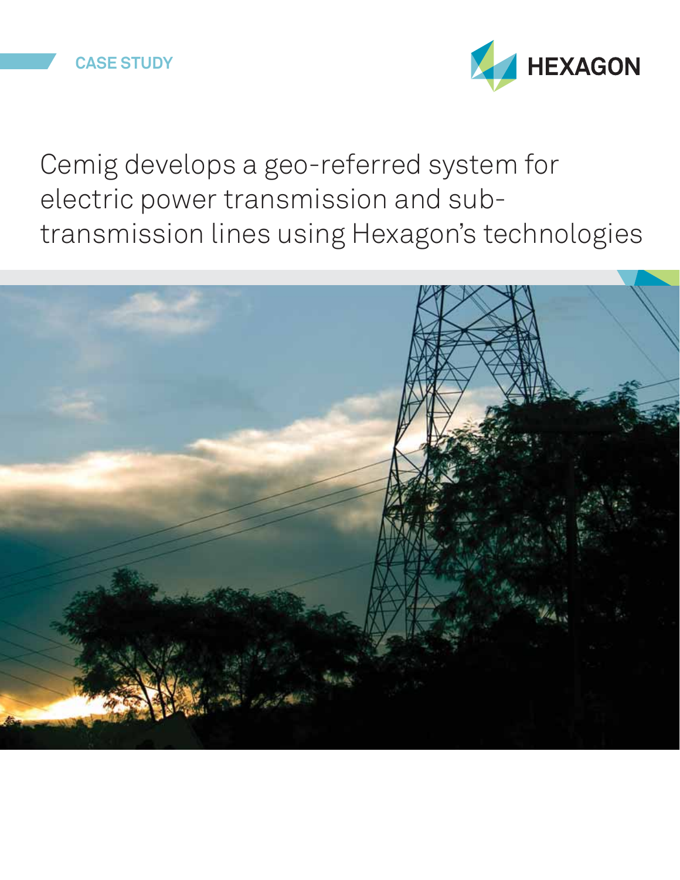CASE STUDY

HEXAGON

# Cemig develops a geo-referred system for electric power transmission and sub-transmission lines using Hexagon's technologies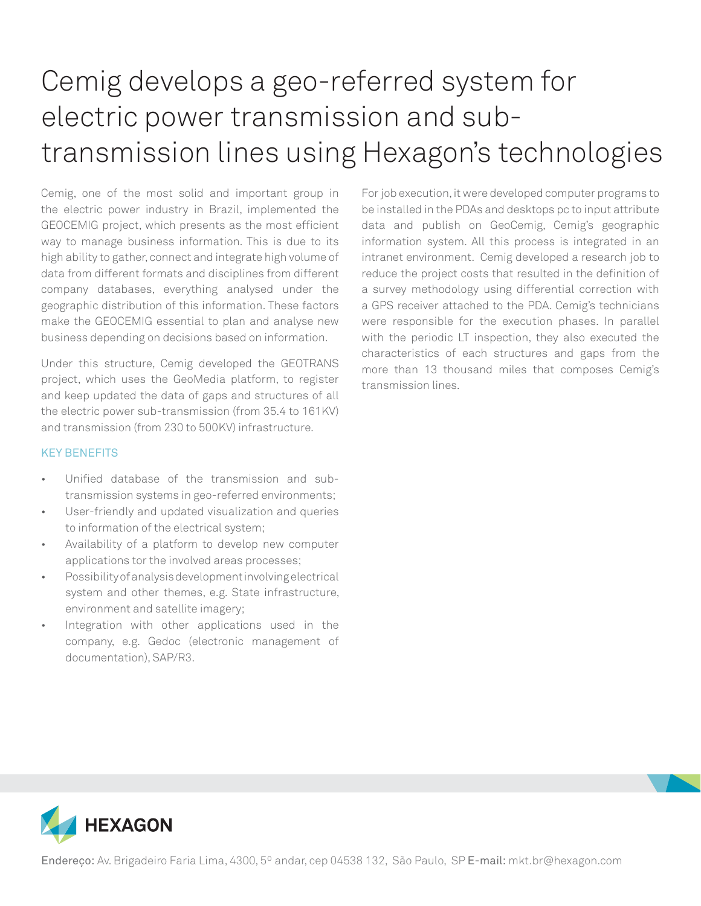# Cemig develops a geo-referred system for electric power transmission and sub-transmission lines using Hexagon's technologies

Cemig, one of the most solid and important group in the electric power industry in Brazil, implemented the GEOCEMIG project, which presents as the most efficient way to manage business information. This is due to its high ability to gather, connect and integrate high volume of data from different formats and disciplines from different company databases, everything analysed under the geographic distribution of this information. These factors make the GEOCEMIG essential to plan and analyse new business depending on decisions based on information.

Under this structure, Cemig developed the GEOTRANS project, which uses the GeoMedia platform, to register and keep updated the data of gaps and structures of all the electric power sub-transmission (from 35.4 to 161KV) and transmission (from 230 to 500KV) infrastructure.

## KEY BENEFITS

- Unified database of the transmission and sub-transmission systems in geo-referred environments;
- User-friendly and updated visualization and queries to information of the electrical system;
- Availability of a platform to develop new computer applications tor the involved areas processes;
- Possibility of analysis development involving electrical system and other themes, e.g. State infrastructure, environment and satellite imagery;
- Integration with other applications used in the company, e.g. Gedoc (electronic management of documentation), SAP/R3.

For job execution, it were developed computer programs to be installed in the PDAs and desktops pc to input attribute data and publish on GeoCemig, Cemig's geographic information system. All this process is integrated in an intranet environment. Cemig developed a research job to reduce the project costs that resulted in the definition of a survey methodology using differential correction with a GPS receiver attached to the PDA. Cemig's technicians were responsible for the execution phases. In parallel with the periodic LT inspection, they also executed the characteristics of each structures and gaps from the more than 13 thousand miles that composes Cemig's transmission lines.

HEXAGON

**Endereço:** Av. Brigadeiro Faria Lima, 4300, 5º andar, cep 04538 132, São Paulo, SP **E-mail:** mkt.br@hexagon.com